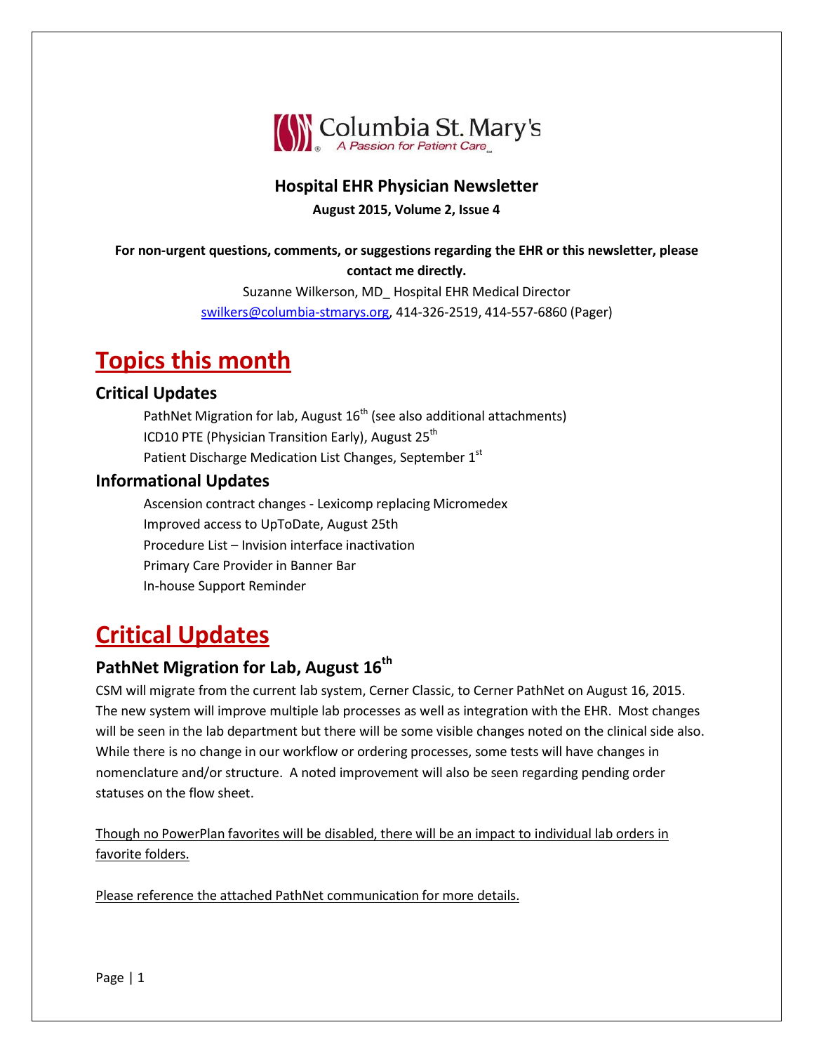Columbia St. Mary's
A Passion for Patient Care

## Hospital EHR Physician Newsletter

**August 2015, Volume 2, Issue 4**

**For non-urgent questions, comments, or suggestions regarding the EHR or this newsletter, please contact me directly.**

Suzanne Wilkerson, MD_ Hospital EHR Medical Director
swilkers@columbia-stmarys.org, 414-326-2519, 414-557-6860 (Pager)

# Topics this month

### Critical Updates

- PathNet Migration for lab, August 16th (see also additional attachments)
- ICD10 PTE (Physician Transition Early), August 25th
- Patient Discharge Medication List Changes, September 1st

### Informational Updates

- Ascension contract changes - Lexicomp replacing Micromedex
- Improved access to UpToDate, August 25th
- Procedure List – Invision interface inactivation
- Primary Care Provider in Banner Bar
- In-house Support Reminder

# Critical Updates

## PathNet Migration for Lab, August 16th

CSM will migrate from the current lab system, Cerner Classic, to Cerner PathNet on August 16, 2015. The new system will improve multiple lab processes as well as integration with the EHR. Most changes will be seen in the lab department but there will be some visible changes noted on the clinical side also. While there is no change in our workflow or ordering processes, some tests will have changes in nomenclature and/or structure. A noted improvement will also be seen regarding pending order statuses on the flow sheet.

Though no PowerPlan favorites will be disabled, there will be an impact to individual lab orders in favorite folders.

Please reference the attached PathNet communication for more details.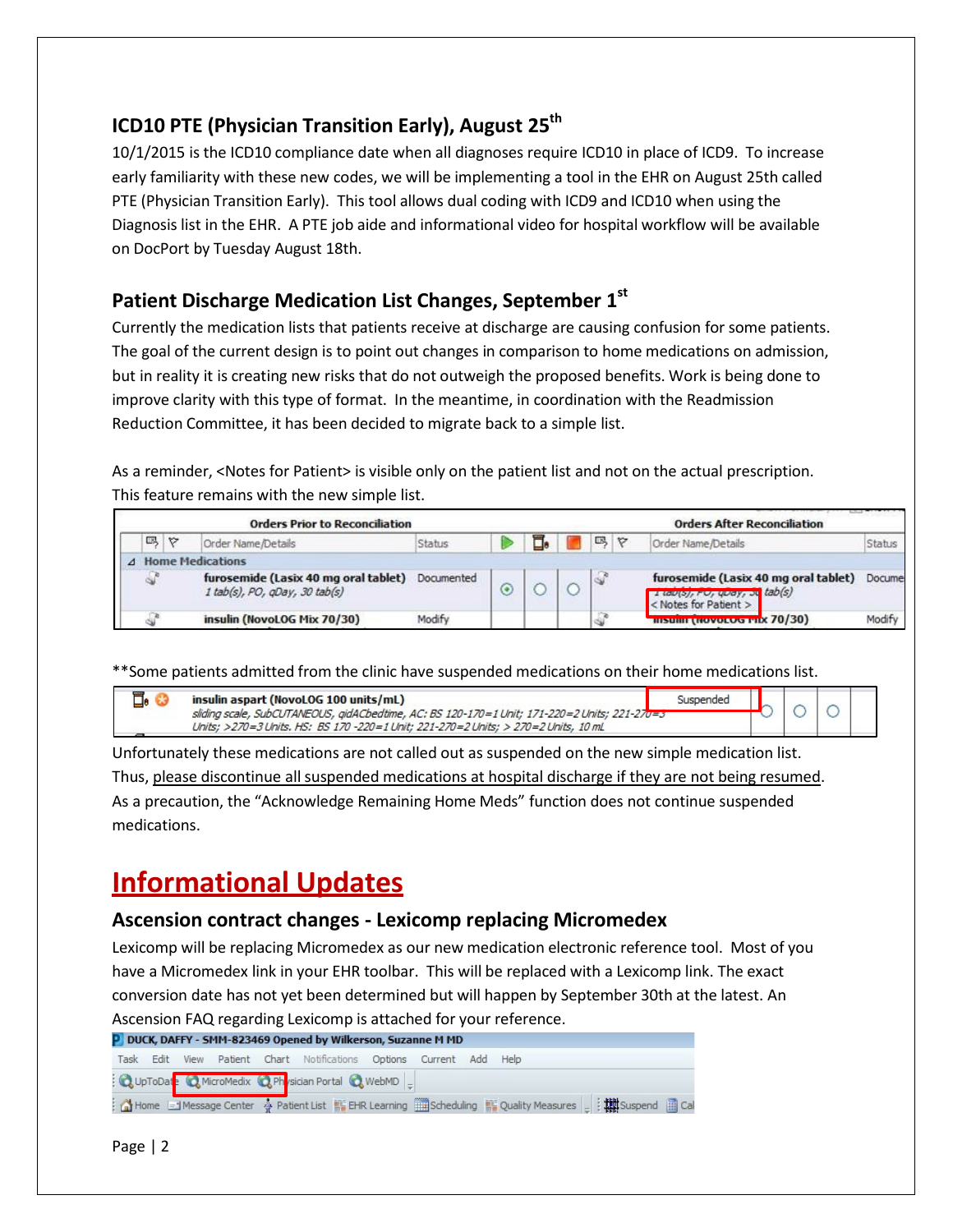## ICD10 PTE (Physician Transition Early), August 25th

10/1/2015 is the ICD10 compliance date when all diagnoses require ICD10 in place of ICD9. To increase early familiarity with these new codes, we will be implementing a tool in the EHR on August 25th called PTE (Physician Transition Early). This tool allows dual coding with ICD9 and ICD10 when using the Diagnosis list in the EHR. A PTE job aide and informational video for hospital workflow will be available on DocPort by Tuesday August 18th.

## Patient Discharge Medication List Changes, September 1st

Currently the medication lists that patients receive at discharge are causing confusion for some patients. The goal of the current design is to point out changes in comparison to home medications on admission, but in reality it is creating new risks that do not outweigh the proposed benefits. Work is being done to improve clarity with this type of format. In the meantime, in coordination with the Readmission Reduction Committee, it has been decided to migrate back to a simple list.

As a reminder, <Notes for Patient> is visible only on the patient list and not on the actual prescription. This feature remains with the new simple list.

| Orders Prior to Reconciliation | | | | | | Orders After Reconciliation | |
|---|---|---|---|---|---|---|---|
| | Order Name/Details | Status | | | | Order Name/Details | Status |
| Home Medications | | | | | | | |
| | furosemide (Lasix 40 mg oral tablet) 1 tab(s), PO, qDay, 30 tab(s) | Documented | ⦿ | ○ | ○ | furosemide (Lasix 40 mg oral tablet) 1 tab(s), PO, qDay, 30 tab(s) < Notes for Patient > | Docume |
| | insulin (NovoLOG Mix 70/30) | Modify | | | | insulin (NovoLOG Mix 70/30) | Modify |

**Some patients admitted from the clinic have suspended medications on their home medications list.

| Order Name/Details | Status | | | |
|---|---|---|---|---|
| insulin aspart (NovoLOG 100 units/mL) sliding scale, SubCUTANEOUS, qidACbedtime, AC: BS 120-170=1 Unit; 171-220=2 Units; 221-270=3 Units; >270=3 Units. HS: BS 170 -220=1 Unit; 221-270=2 Units; > 270=2 Units, 10 mL | Suspended | ○ | ○ | ○ |

Unfortunately these medications are not called out as suspended on the new simple medication list. Thus, please discontinue all suspended medications at hospital discharge if they are not being resumed. As a precaution, the "Acknowledge Remaining Home Meds" function does not continue suspended medications.

# Informational Updates

## Ascension contract changes - Lexicomp replacing Micromedex

Lexicomp will be replacing Micromedex as our new medication electronic reference tool. Most of you have a Micromedex link in your EHR toolbar. This will be replaced with a Lexicomp link. The exact conversion date has not yet been determined but will happen by September 30th at the latest. An Ascension FAQ regarding Lexicomp is attached for your reference.

DUCK, DAFFY - SMM-823469 Opened by Wilkerson, Suzanne M MD

Task Edit View Patient Chart Notifications Options Current Add Help

UpToDate MicroMedix Physician Portal WebMD

Home Message Center Patient List EHR Learning Scheduling Quality Measures Suspend Cal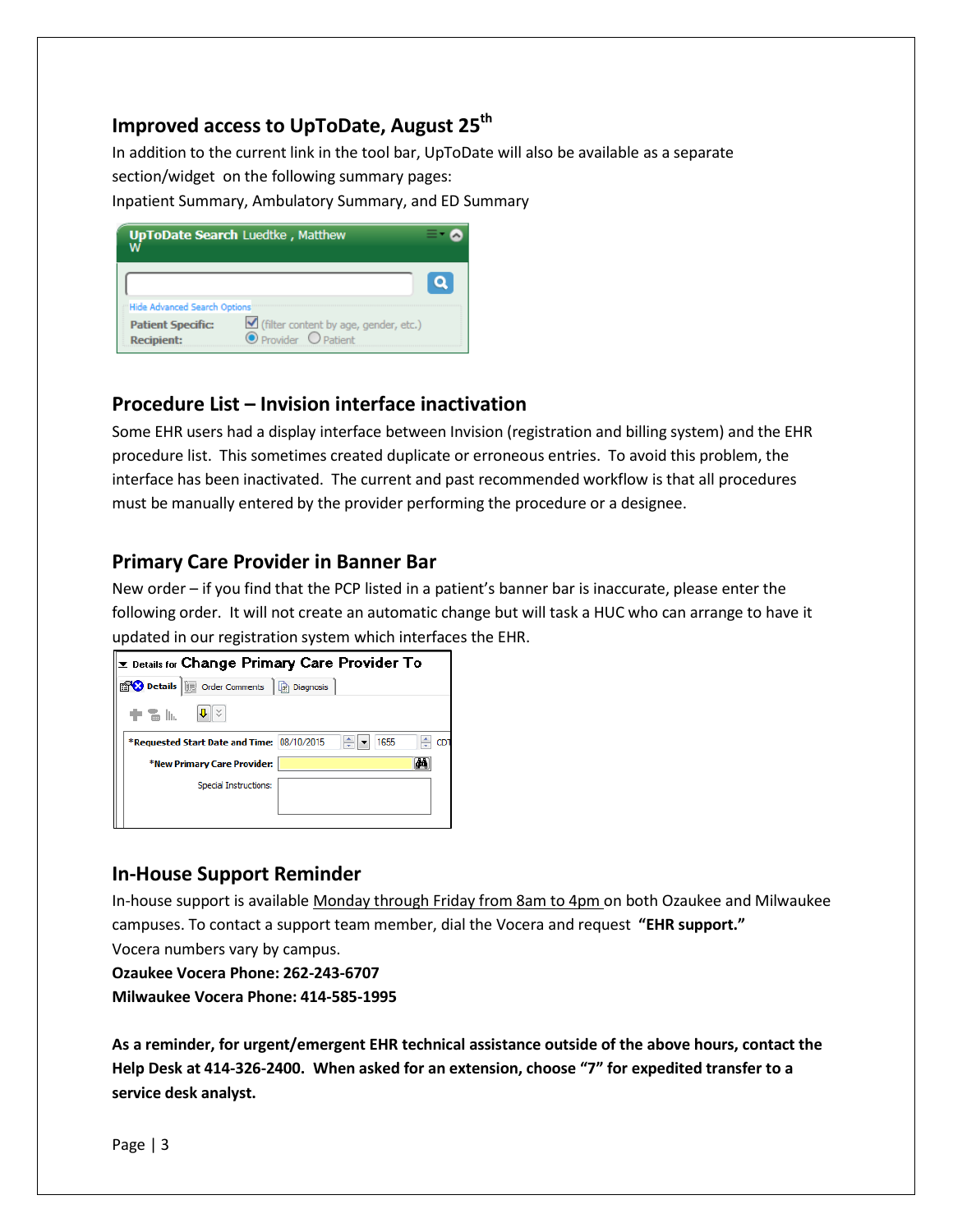## Improved access to UpToDate, August 25th

In addition to the current link in the tool bar, UpToDate will also be available as a separate section/widget on the following summary pages:
Inpatient Summary, Ambulatory Summary, and ED Summary

## Procedure List – Invision interface inactivation

Some EHR users had a display interface between Invision (registration and billing system) and the EHR procedure list. This sometimes created duplicate or erroneous entries. To avoid this problem, the interface has been inactivated. The current and past recommended workflow is that all procedures must be manually entered by the provider performing the procedure or a designee.

## Primary Care Provider in Banner Bar

New order – if you find that the PCP listed in a patient's banner bar is inaccurate, please enter the following order. It will not create an automatic change but will task a HUC who can arrange to have it updated in our registration system which interfaces the EHR.

## In-House Support Reminder

In-house support is available Monday through Friday from 8am to 4pm on both Ozaukee and Milwaukee campuses. To contact a support team member, dial the Vocera and request **"EHR support."**
Vocera numbers vary by campus.
**Ozaukee Vocera Phone: 262-243-6707**
**Milwaukee Vocera Phone: 414-585-1995**

**As a reminder, for urgent/emergent EHR technical assistance outside of the above hours, contact the Help Desk at 414-326-2400. When asked for an extension, choose "7" for expedited transfer to a service desk analyst.**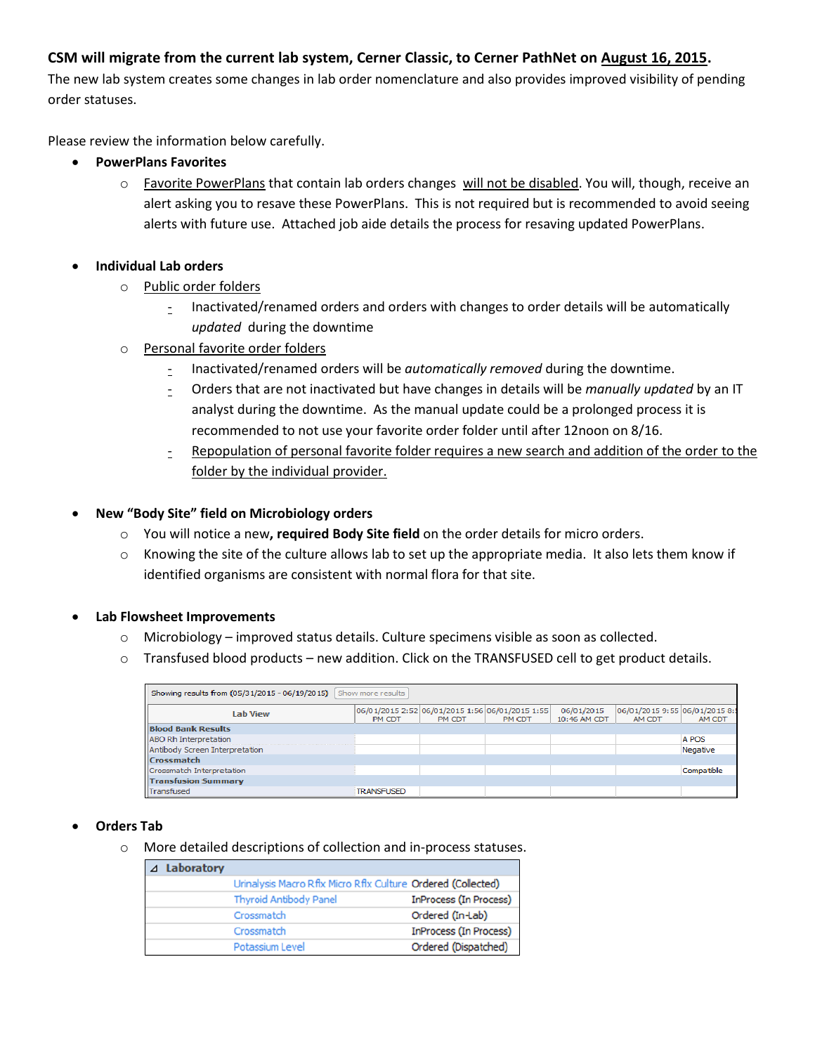**CSM will migrate from the current lab system, Cerner Classic, to Cerner PathNet on August 16, 2015.**

The new lab system creates some changes in lab order nomenclature and also provides improved visibility of pending order statuses.

Please review the information below carefully.

- **PowerPlans Favorites**
  - Favorite PowerPlans that contain lab orders changes will not be disabled. You will, though, receive an alert asking you to resave these PowerPlans. This is not required but is recommended to avoid seeing alerts with future use. Attached job aide details the process for resaving updated PowerPlans.

- **Individual Lab orders**
  - Public order folders
    - Inactivated/renamed orders and orders with changes to order details will be automatically *updated* during the downtime
  - Personal favorite order folders
    - Inactivated/renamed orders will be *automatically removed* during the downtime.
    - Orders that are not inactivated but have changes in details will be *manually updated* by an IT analyst during the downtime. As the manual update could be a prolonged process it is recommended to not use your favorite order folder until after 12noon on 8/16.
    - Repopulation of personal favorite folder requires a new search and addition of the order to the folder by the individual provider.

- **New "Body Site" field on Microbiology orders**
  - You will notice a new, **required Body Site field** on the order details for micro orders.
  - Knowing the site of the culture allows lab to set up the appropriate media. It also lets them know if identified organisms are consistent with normal flora for that site.

- **Lab Flowsheet Improvements**
  - Microbiology – improved status details. Culture specimens visible as soon as collected.
  - Transfused blood products – new addition. Click on the TRANSFUSED cell to get product details.

Showing results from (05/31/2015 - 06/19/2015) Show more results

| Lab View | 06/01/2015 2:52 PM CDT | 06/01/2015 1:56 PM CDT | 06/01/2015 1:55 PM CDT | 06/01/2015 10:46 AM CDT | 06/01/2015 9:55 AM CDT | 06/01/2015 8: AM CDT |
|---|---|---|---|---|---|---|
| **Blood Bank Results** | | | | | | |
| ABO Rh Interpretation | | | | | | A POS |
| Antibody Screen Interpretation | | | | | | Negative |
| **Crossmatch** | | | | | | |
| Crossmatch Interpretation | | | | | | Compatible |
| **Transfusion Summary** | | | | | | |
| Transfused | TRANSFUSED | | | | | |

- **Orders Tab**
  - More detailed descriptions of collection and in-process statuses.

| Laboratory | |
|---|---|
| Urinalysis Macro Rflx Micro Rflx Culture | Ordered (Collected) |
| Thyroid Antibody Panel | InProcess (In Process) |
| Crossmatch | Ordered (In-Lab) |
| Crossmatch | InProcess (In Process) |
| Potassium Level | Ordered (Dispatched) |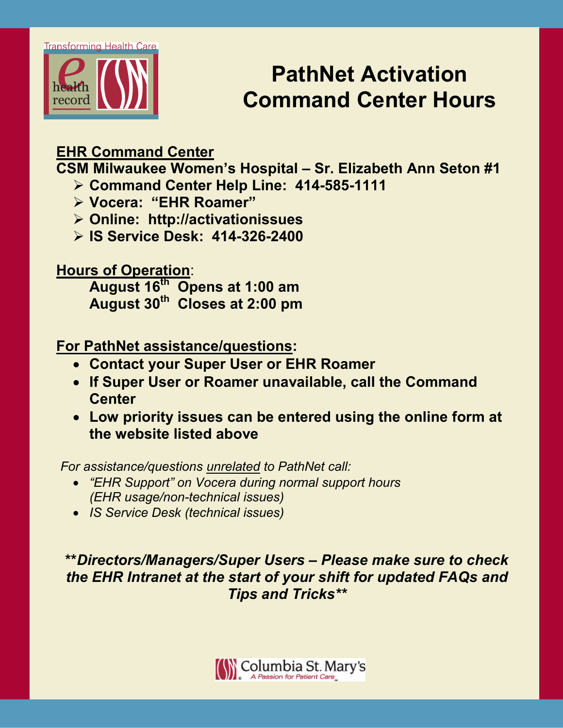Transforming Health Care

e health record

# PathNet Activation Command Center Hours

**EHR Command Center**

**CSM Milwaukee Women's Hospital – Sr. Elizabeth Ann Seton #1**

- **Command Center Help Line: 414-585-1111**
- **Vocera: "EHR Roamer"**
- **Online: http://activationissues**
- **IS Service Desk: 414-326-2400**

**Hours of Operation**:

**August 16th Opens at 1:00 am**
**August 30th Closes at 2:00 pm**

**For PathNet assistance/questions:**

- **Contact your Super User or EHR Roamer**
- **If Super User or Roamer unavailable, call the Command Center**
- **Low priority issues can be entered using the online form at the website listed above**

*For assistance/questions unrelated to PathNet call:*

- *"EHR Support" on Vocera during normal support hours (EHR usage/non-technical issues)*
- *IS Service Desk (technical issues)*

***\*\*Directors/Managers/Super Users – Please make sure to check the EHR Intranet at the start of your shift for updated FAQs and Tips and Tricks\*\****

Columbia St. Mary's
*A Passion for Patient Care*